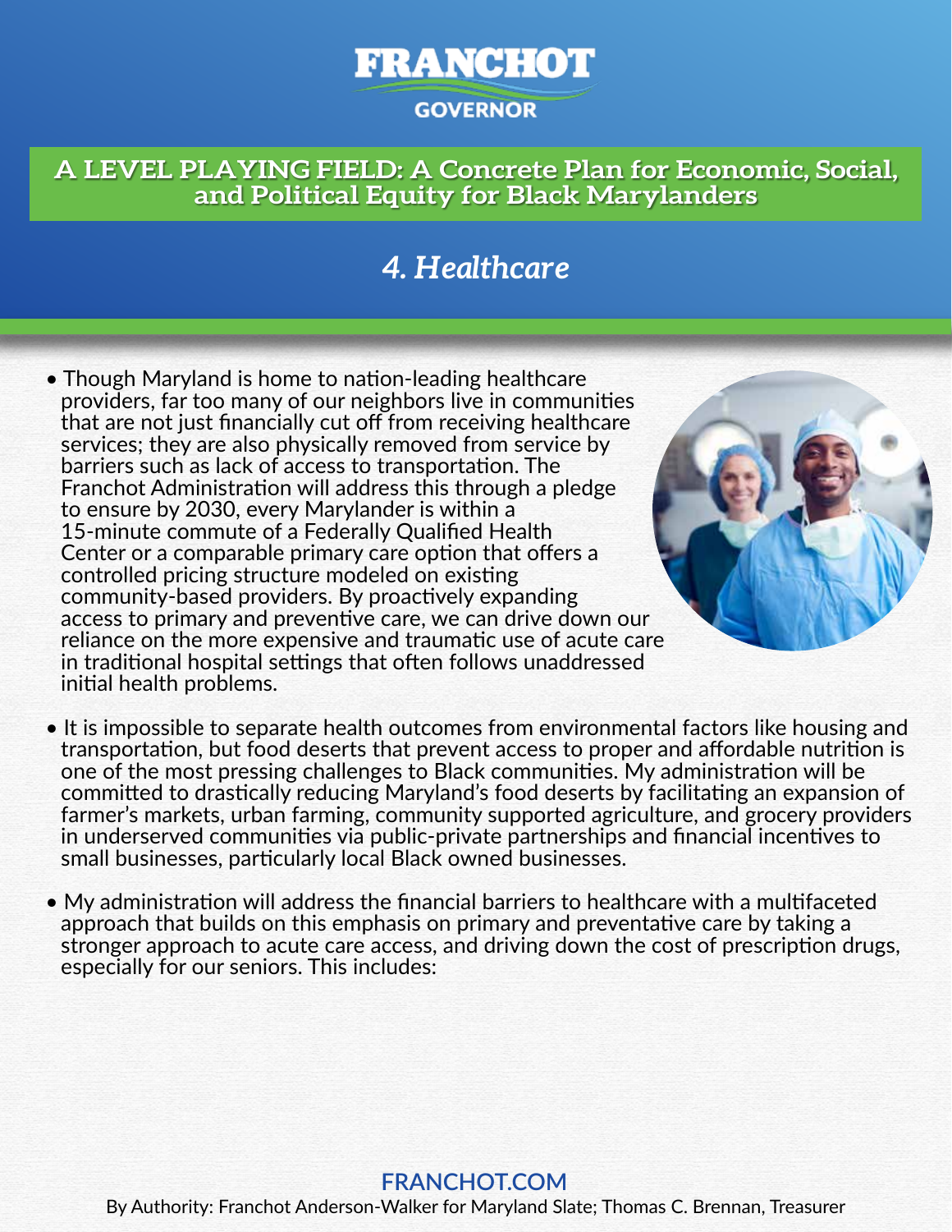FRANCHOT

GOVERNOR

## A LEVEL PLAYING FIELD: A Concrete Plan for Economic, Social, and Political Equity for Black Marylanders

### *4. Healthcare*

- Though Maryland is home to nation-leading healthcare providers, far too many of our neighbors live in communities that are not just financially cut off from receiving healthcare services; they are also physically removed from service by barriers such as lack of access to transportation. The Franchot Administration will address this through a pledge to ensure by 2030, every Marylander is within a 15-minute commute of a Federally Qualified Health Center or a comparable primary care option that offers a controlled pricing structure modeled on existing community-based providers. By proactively expanding access to primary and preventive care, we can drive down our reliance on the more expensive and traumatic use of acute care in traditional hospital settings that often follows unaddressed initial health problems.

- It is impossible to separate health outcomes from environmental factors like housing and transportation, but food deserts that prevent access to proper and affordable nutrition is one of the most pressing challenges to Black communities. My administration will be committed to drastically reducing Maryland's food deserts by facilitating an expansion of farmer's markets, urban farming, community supported agriculture, and grocery providers in underserved communities via public-private partnerships and financial incentives to small businesses, particularly local Black owned businesses.

- My administration will address the financial barriers to healthcare with a multifaceted approach that builds on this emphasis on primary and preventative care by taking a stronger approach to acute care access, and driving down the cost of prescription drugs, especially for our seniors. This includes:

**FRANCHOT.COM**

By Authority: Franchot Anderson-Walker for Maryland Slate; Thomas C. Brennan, Treasurer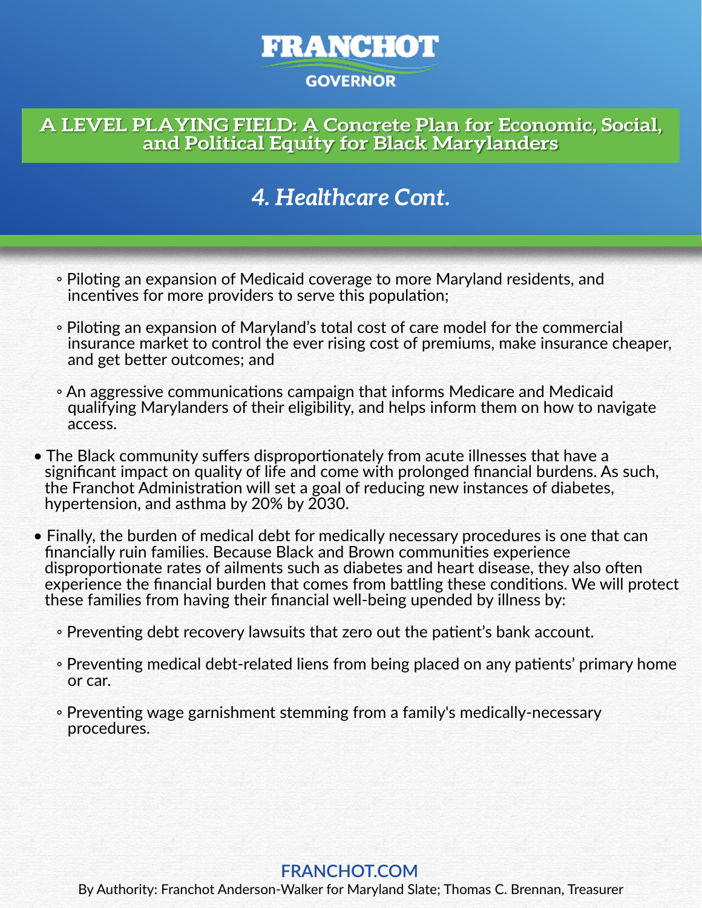FRANCHOT

GOVERNOR

## A LEVEL PLAYING FIELD: A Concrete Plan for Economic, Social, and Political Equity for Black Marylanders

### *4. Healthcare Cont.*

- Piloting an expansion of Medicaid coverage to more Maryland residents, and incentives for more providers to serve this population;
- Piloting an expansion of Maryland's total cost of care model for the commercial insurance market to control the ever rising cost of premiums, make insurance cheaper, and get better outcomes; and
- An aggressive communications campaign that informs Medicare and Medicaid qualifying Marylanders of their eligibility, and helps inform them on how to navigate access.

- The Black community suffers disproportionately from acute illnesses that have a significant impact on quality of life and come with prolonged financial burdens. As such, the Franchot Administration will set a goal of reducing new instances of diabetes, hypertension, and asthma by 20% by 2030.
- Finally, the burden of medical debt for medically necessary procedures is one that can financially ruin families. Because Black and Brown communities experience disproportionate rates of ailments such as diabetes and heart disease, they also often experience the financial burden that comes from battling these conditions. We will protect these families from having their financial well-being upended by illness by:
  - Preventing debt recovery lawsuits that zero out the patient's bank account.
  - Preventing medical debt-related liens from being placed on any patients' primary home or car.
  - Preventing wage garnishment stemming from a family's medically-necessary procedures.

**FRANCHOT.COM**

By Authority: Franchot Anderson-Walker for Maryland Slate; Thomas C. Brennan, Treasurer